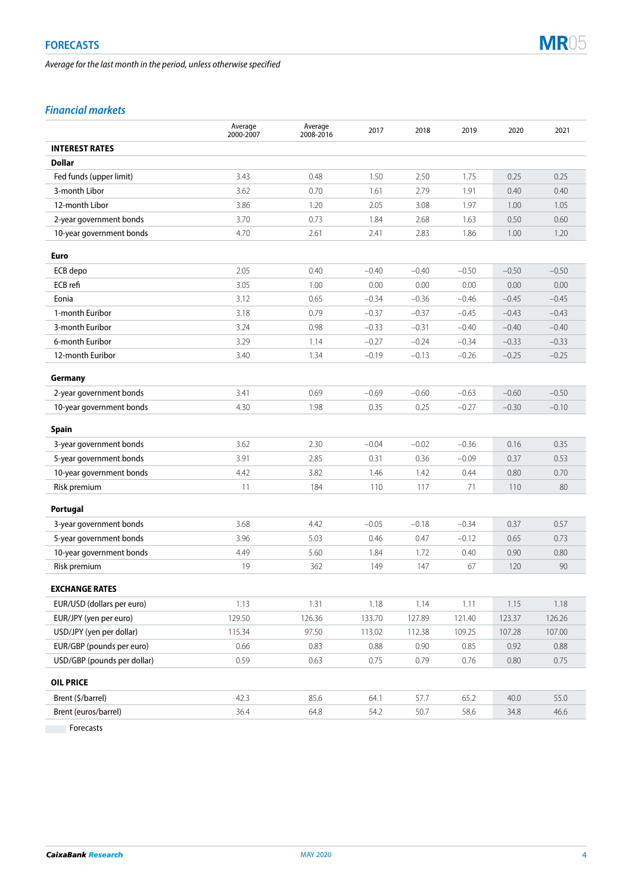## FORECASTS

*Average for the last month in the period, unless otherwise specified*

### *Financial markets*

| | Average 2000-2007 | Average 2008-2016 | 2017 | 2018 | 2019 | 2020 | 2021 |
|---|---|---|---|---|---|---|---|
| **INTEREST RATES** | | | | | | | |
| **Dollar** | | | | | | | |
| Fed funds (upper limit) | 3.43 | 0.48 | 1.50 | 2.50 | 1.75 | 0.25 | 0.25 |
| 3-month Libor | 3.62 | 0.70 | 1.61 | 2.79 | 1.91 | 0.40 | 0.40 |
| 12-month Libor | 3.86 | 1.20 | 2.05 | 3.08 | 1.97 | 1.00 | 1.05 |
| 2-year government bonds | 3.70 | 0.73 | 1.84 | 2.68 | 1.63 | 0.50 | 0.60 |
| 10-year government bonds | 4.70 | 2.61 | 2.41 | 2.83 | 1.86 | 1.00 | 1.20 |
| **Euro** | | | | | | | |
| ECB depo | 2.05 | 0.40 | –0.40 | –0.40 | –0.50 | –0.50 | –0.50 |
| ECB refi | 3.05 | 1.00 | 0.00 | 0.00 | 0.00 | 0.00 | 0.00 |
| Eonia | 3.12 | 0.65 | –0.34 | –0.36 | –0.46 | –0.45 | –0.45 |
| 1-month Euribor | 3.18 | 0.79 | –0.37 | –0.37 | –0.45 | –0.43 | –0.43 |
| 3-month Euribor | 3.24 | 0.98 | –0.33 | –0.31 | –0.40 | –0.40 | –0.40 |
| 6-month Euribor | 3.29 | 1.14 | –0.27 | –0.24 | –0.34 | –0.33 | –0.33 |
| 12-month Euribor | 3.40 | 1.34 | –0.19 | –0.13 | –0.26 | –0.25 | –0.25 |
| **Germany** | | | | | | | |
| 2-year government bonds | 3.41 | 0.69 | –0.69 | –0.60 | –0.63 | –0.60 | –0.50 |
| 10-year government bonds | 4.30 | 1.98 | 0.35 | 0.25 | –0.27 | –0.30 | –0.10 |
| **Spain** | | | | | | | |
| 3-year government bonds | 3.62 | 2.30 | –0.04 | –0.02 | –0.36 | 0.16 | 0.35 |
| 5-year government bonds | 3.91 | 2.85 | 0.31 | 0.36 | –0.09 | 0.37 | 0.53 |
| 10-year government bonds | 4.42 | 3.82 | 1.46 | 1.42 | 0.44 | 0.80 | 0.70 |
| Risk premium | 11 | 184 | 110 | 117 | 71 | 110 | 80 |
| **Portugal** | | | | | | | |
| 3-year government bonds | 3.68 | 4.42 | –0.05 | –0.18 | –0.34 | 0.37 | 0.57 |
| 5-year government bonds | 3.96 | 5.03 | 0.46 | 0.47 | –0.12 | 0.65 | 0.73 |
| 10-year government bonds | 4.49 | 5.60 | 1.84 | 1.72 | 0.40 | 0.90 | 0.80 |
| Risk premium | 19 | 362 | 149 | 147 | 67 | 120 | 90 |
| **EXCHANGE RATES** | | | | | | | |
| EUR/USD (dollars per euro) | 1.13 | 1.31 | 1.18 | 1.14 | 1.11 | 1.15 | 1.18 |
| EUR/JPY (yen per euro) | 129.50 | 126.36 | 133.70 | 127.89 | 121.40 | 123.37 | 126.26 |
| USD/JPY (yen per dollar) | 115.34 | 97.50 | 113.02 | 112.38 | 109.25 | 107.28 | 107.00 |
| EUR/GBP (pounds per euro) | 0.66 | 0.83 | 0.88 | 0.90 | 0.85 | 0.92 | 0.88 |
| USD/GBP (pounds per dollar) | 0.59 | 0.63 | 0.75 | 0.79 | 0.76 | 0.80 | 0.75 |
| **OIL PRICE** | | | | | | | |
| Brent ($/barrel) | 42.3 | 85.6 | 64.1 | 57.7 | 65.2 | 40.0 | 55.0 |
| Brent (euros/barrel) | 36.4 | 64.8 | 54.2 | 50.7 | 58.6 | 34.8 | 46.6 |

Forecasts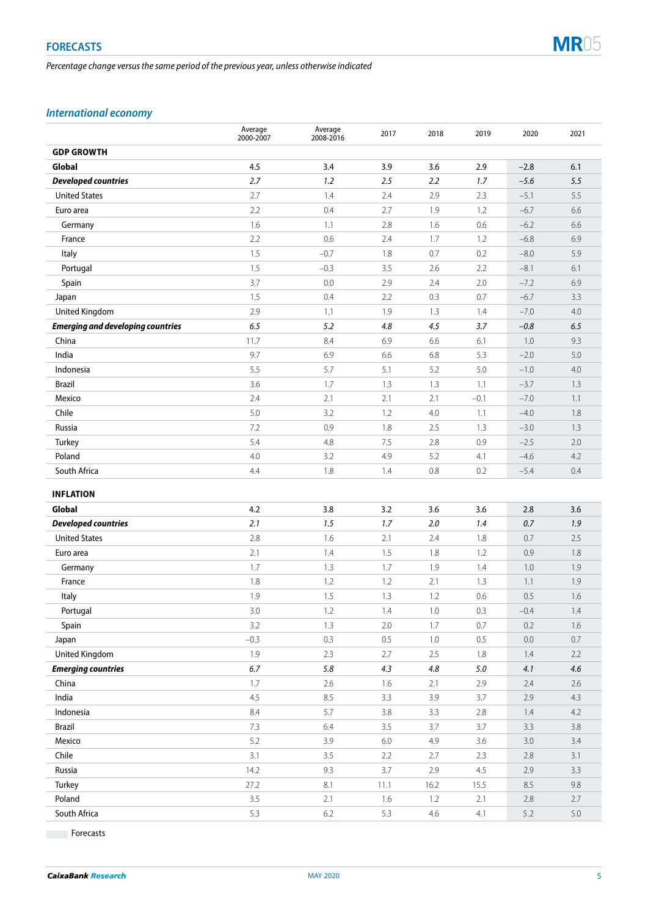## FORECASTS

*Percentage change versus the same period of the previous year, unless otherwise indicated*

### *International economy*

| | Average 2000-2007 | Average 2008-2016 | 2017 | 2018 | 2019 | 2020 | 2021 |
|---|---|---|---|---|---|---|---|
| **GDP GROWTH** | | | | | | | |
| **Global** | **4.5** | **3.4** | **3.9** | **3.6** | **2.9** | **–2.8** | **6.1** |
| ***Developed countries*** | ***2.7*** | ***1.2*** | ***2.5*** | ***2.2*** | ***1.7*** | ***–5.6*** | ***5.5*** |
| United States | 2.7 | 1.4 | 2.4 | 2.9 | 2.3 | –5.1 | 5.5 |
| Euro area | 2.2 | 0.4 | 2.7 | 1.9 | 1.2 | –6.7 | 6.6 |
| Germany | 1.6 | 1.1 | 2.8 | 1.6 | 0.6 | –6.2 | 6.6 |
| France | 2.2 | 0.6 | 2.4 | 1.7 | 1.2 | –6.8 | 6.9 |
| Italy | 1.5 | –0.7 | 1.8 | 0.7 | 0.2 | –8.0 | 5.9 |
| Portugal | 1.5 | –0.3 | 3.5 | 2.6 | 2.2 | –8.1 | 6.1 |
| Spain | 3.7 | 0.0 | 2.9 | 2.4 | 2.0 | –7.2 | 6.9 |
| Japan | 1.5 | 0.4 | 2.2 | 0.3 | 0.7 | –6.7 | 3.3 |
| United Kingdom | 2.9 | 1.1 | 1.9 | 1.3 | 1.4 | –7.0 | 4.0 |
| ***Emerging and developing countries*** | ***6.5*** | ***5.2*** | ***4.8*** | ***4.5*** | ***3.7*** | ***–0.8*** | ***6.5*** |
| China | 11.7 | 8.4 | 6.9 | 6.6 | 6.1 | 1.0 | 9.3 |
| India | 9.7 | 6.9 | 6.6 | 6.8 | 5.3 | –2.0 | 5.0 |
| Indonesia | 5.5 | 5.7 | 5.1 | 5.2 | 5.0 | –1.0 | 4.0 |
| Brazil | 3.6 | 1.7 | 1.3 | 1.3 | 1.1 | –3.7 | 1.3 |
| Mexico | 2.4 | 2.1 | 2.1 | 2.1 | –0.1 | –7.0 | 1.1 |
| Chile | 5.0 | 3.2 | 1.2 | 4.0 | 1.1 | –4.0 | 1.8 |
| Russia | 7.2 | 0.9 | 1.8 | 2.5 | 1.3 | –3.0 | 1.3 |
| Turkey | 5.4 | 4.8 | 7.5 | 2.8 | 0.9 | –2.5 | 2.0 |
| Poland | 4.0 | 3.2 | 4.9 | 5.2 | 4.1 | –4.6 | 4.2 |
| South Africa | 4.4 | 1.8 | 1.4 | 0.8 | 0.2 | –5.4 | 0.4 |
| **INFLATION** | | | | | | | |
| **Global** | **4.2** | **3.8** | **3.2** | **3.6** | **3.6** | **2.8** | **3.6** |
| ***Developed countries*** | ***2.1*** | ***1.5*** | ***1.7*** | ***2.0*** | ***1.4*** | ***0.7*** | ***1.9*** |
| United States | 2.8 | 1.6 | 2.1 | 2.4 | 1.8 | 0.7 | 2.5 |
| Euro area | 2.1 | 1.4 | 1.5 | 1.8 | 1.2 | 0.9 | 1.8 |
| Germany | 1.7 | 1.3 | 1.7 | 1.9 | 1.4 | 1.0 | 1.9 |
| France | 1.8 | 1.2 | 1.2 | 2.1 | 1.3 | 1.1 | 1.9 |
| Italy | 1.9 | 1.5 | 1.3 | 1.2 | 0.6 | 0.5 | 1.6 |
| Portugal | 3.0 | 1.2 | 1.4 | 1.0 | 0.3 | –0.4 | 1.4 |
| Spain | 3.2 | 1.3 | 2.0 | 1.7 | 0.7 | 0.2 | 1.6 |
| Japan | –0.3 | 0.3 | 0.5 | 1.0 | 0.5 | 0.0 | 0.7 |
| United Kingdom | 1.9 | 2.3 | 2.7 | 2.5 | 1.8 | 1.4 | 2.2 |
| ***Emerging countries*** | ***6.7*** | ***5.8*** | ***4.3*** | ***4.8*** | ***5.0*** | ***4.1*** | ***4.6*** |
| China | 1.7 | 2.6 | 1.6 | 2.1 | 2.9 | 2.4 | 2.6 |
| India | 4.5 | 8.5 | 3.3 | 3.9 | 3.7 | 2.9 | 4.3 |
| Indonesia | 8.4 | 5.7 | 3.8 | 3.3 | 2.8 | 1.4 | 4.2 |
| Brazil | 7.3 | 6.4 | 3.5 | 3.7 | 3.7 | 3.3 | 3.8 |
| Mexico | 5.2 | 3.9 | 6.0 | 4.9 | 3.6 | 3.0 | 3.4 |
| Chile | 3.1 | 3.5 | 2.2 | 2.7 | 2.3 | 2.8 | 3.1 |
| Russia | 14.2 | 9.3 | 3.7 | 2.9 | 4.5 | 2.9 | 3.3 |
| Turkey | 27.2 | 8.1 | 11.1 | 16.2 | 15.5 | 8.5 | 9.8 |
| Poland | 3.5 | 2.1 | 1.6 | 1.2 | 2.1 | 2.8 | 2.7 |
| South Africa | 5.3 | 6.2 | 5.3 | 4.6 | 4.1 | 5.2 | 5.0 |

Forecasts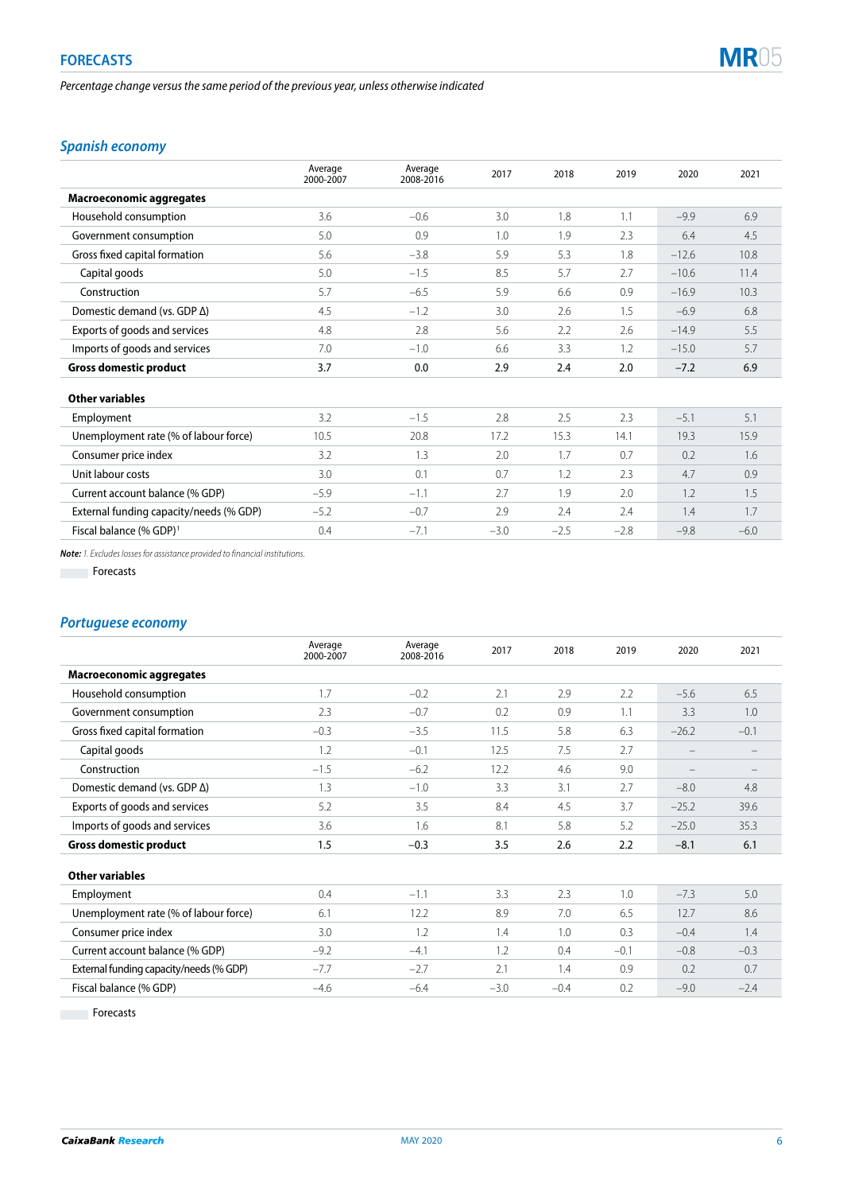## FORECASTS

*Percentage change versus the same period of the previous year, unless otherwise indicated*

### *Spanish economy*

| | Average 2000-2007 | Average 2008-2016 | 2017 | 2018 | 2019 | 2020 | 2021 |
|---|---|---|---|---|---|---|---|
| **Macroeconomic aggregates** | | | | | | | |
| Household consumption | 3.6 | –0.6 | 3.0 | 1.8 | 1.1 | –9.9 | 6.9 |
| Government consumption | 5.0 | 0.9 | 1.0 | 1.9 | 2.3 | 6.4 | 4.5 |
| Gross fixed capital formation | 5.6 | –3.8 | 5.9 | 5.3 | 1.8 | –12.6 | 10.8 |
| Capital goods | 5.0 | –1.5 | 8.5 | 5.7 | 2.7 | –10.6 | 11.4 |
| Construction | 5.7 | –6.5 | 5.9 | 6.6 | 0.9 | –16.9 | 10.3 |
| Domestic demand (vs. GDP Δ) | 4.5 | –1.2 | 3.0 | 2.6 | 1.5 | –6.9 | 6.8 |
| Exports of goods and services | 4.8 | 2.8 | 5.6 | 2.2 | 2.6 | –14.9 | 5.5 |
| Imports of goods and services | 7.0 | –1.0 | 6.6 | 3.3 | 1.2 | –15.0 | 5.7 |
| **Gross domestic product** | **3.7** | **0.0** | **2.9** | **2.4** | **2.0** | **–7.2** | **6.9** |
| **Other variables** | | | | | | | |
| Employment | 3.2 | –1.5 | 2.8 | 2.5 | 2.3 | –5.1 | 5.1 |
| Unemployment rate (% of labour force) | 10.5 | 20.8 | 17.2 | 15.3 | 14.1 | 19.3 | 15.9 |
| Consumer price index | 3.2 | 1.3 | 2.0 | 1.7 | 0.7 | 0.2 | 1.6 |
| Unit labour costs | 3.0 | 0.1 | 0.7 | 1.2 | 2.3 | 4.7 | 0.9 |
| Current account balance (% GDP) | –5.9 | –1.1 | 2.7 | 1.9 | 2.0 | 1.2 | 1.5 |
| External funding capacity/needs (% GDP) | –5.2 | –0.7 | 2.9 | 2.4 | 2.4 | 1.4 | 1.7 |
| Fiscal balance (% GDP)[1] | 0.4 | –7.1 | –3.0 | –2.5 | –2.8 | –9.8 | –6.0 |

***Note:*** *1. Excludes losses for assistance provided to financial institutions.*

Forecasts

### *Portuguese economy*

| | Average 2000-2007 | Average 2008-2016 | 2017 | 2018 | 2019 | 2020 | 2021 |
|---|---|---|---|---|---|---|---|
| **Macroeconomic aggregates** | | | | | | | |
| Household consumption | 1.7 | –0.2 | 2.1 | 2.9 | 2.2 | –5.6 | 6.5 |
| Government consumption | 2.3 | –0.7 | 0.2 | 0.9 | 1.1 | 3.3 | 1.0 |
| Gross fixed capital formation | –0.3 | –3.5 | 11.5 | 5.8 | 6.3 | –26.2 | –0.1 |
| Capital goods | 1.2 | –0.1 | 12.5 | 7.5 | 2.7 | – | – |
| Construction | –1.5 | –6.2 | 12.2 | 4.6 | 9.0 | – | – |
| Domestic demand (vs. GDP Δ) | 1.3 | –1.0 | 3.3 | 3.1 | 2.7 | –8.0 | 4.8 |
| Exports of goods and services | 5.2 | 3.5 | 8.4 | 4.5 | 3.7 | –25.2 | 39.6 |
| Imports of goods and services | 3.6 | 1.6 | 8.1 | 5.8 | 5.2 | –25.0 | 35.3 |
| **Gross domestic product** | **1.5** | **–0.3** | **3.5** | **2.6** | **2.2** | **–8.1** | **6.1** |
| **Other variables** | | | | | | | |
| Employment | 0.4 | –1.1 | 3.3 | 2.3 | 1.0 | –7.3 | 5.0 |
| Unemployment rate (% of labour force) | 6.1 | 12.2 | 8.9 | 7.0 | 6.5 | 12.7 | 8.6 |
| Consumer price index | 3.0 | 1.2 | 1.4 | 1.0 | 0.3 | –0.4 | 1.4 |
| Current account balance (% GDP) | –9.2 | –4.1 | 1.2 | 0.4 | –0.1 | –0.8 | –0.3 |
| External funding capacity/needs (% GDP) | –7.7 | –2.7 | 2.1 | 1.4 | 0.9 | 0.2 | 0.7 |
| Fiscal balance (% GDP) | –4.6 | –6.4 | –3.0 | –0.4 | 0.2 | –9.0 | –2.4 |

Forecasts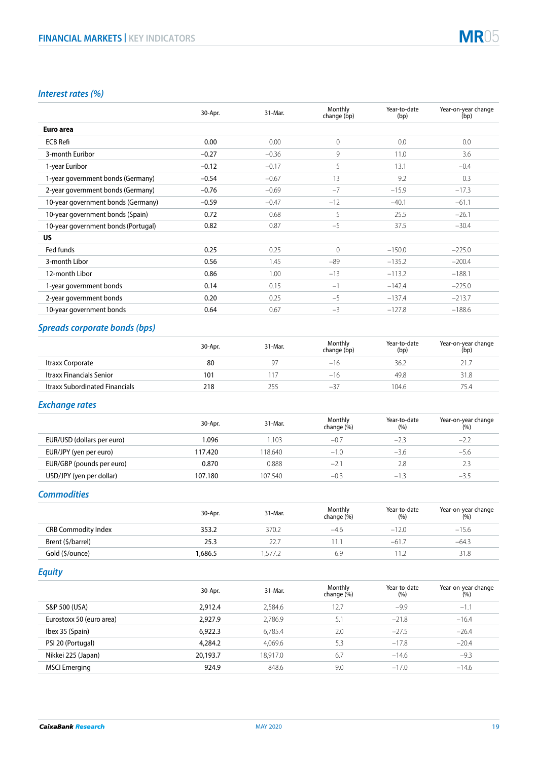# FINANCIAL MARKETS | KEY INDICATORS

## *Interest rates (%)*

| | 30-Apr. | 31-Mar. | Monthly change (bp) | Year-to-date (bp) | Year-on-year change (bp) |
|---|---|---|---|---|---|
| **Euro area** | | | | | |
| ECB Refi | 0.00 | 0.00 | 0 | 0.0 | 0.0 |
| 3-month Euribor | –0.27 | –0.36 | 9 | 11.0 | 3.6 |
| 1-year Euribor | –0.12 | –0.17 | 5 | 13.1 | –0.4 |
| 1-year government bonds (Germany) | –0.54 | –0.67 | 13 | 9.2 | 0.3 |
| 2-year government bonds (Germany) | –0.76 | –0.69 | –7 | –15.9 | –17.3 |
| 10-year government bonds (Germany) | –0.59 | –0.47 | –12 | –40.1 | –61.1 |
| 10-year government bonds (Spain) | 0.72 | 0.68 | 5 | 25.5 | –26.1 |
| 10-year government bonds (Portugal) | 0.82 | 0.87 | –5 | 37.5 | –30.4 |
| **US** | | | | | |
| Fed funds | 0.25 | 0.25 | 0 | –150.0 | –225.0 |
| 3-month Libor | 0.56 | 1.45 | –89 | –135.2 | –200.4 |
| 12-month Libor | 0.86 | 1.00 | –13 | –113.2 | –188.1 |
| 1-year government bonds | 0.14 | 0.15 | –1 | –142.4 | –225.0 |
| 2-year government bonds | 0.20 | 0.25 | –5 | –137.4 | –213.7 |
| 10-year government bonds | 0.64 | 0.67 | –3 | –127.8 | –188.6 |

## *Spreads corporate bonds (bps)*

| | 30-Apr. | 31-Mar. | Monthly change (bp) | Year-to-date (bp) | Year-on-year change (bp) |
|---|---|---|---|---|---|
| Itraxx Corporate | 80 | 97 | –16 | 36.2 | 21.7 |
| Itraxx Financials Senior | 101 | 117 | –16 | 49.8 | 31.8 |
| Itraxx Subordinated Financials | 218 | 255 | –37 | 104.6 | 75.4 |

## *Exchange rates*

| | 30-Apr. | 31-Mar. | Monthly change (%) | Year-to-date (%) | Year-on-year change (%) |
|---|---|---|---|---|---|
| EUR/USD (dollars per euro) | 1.096 | 1.103 | –0.7 | –2.3 | –2.2 |
| EUR/JPY (yen per euro) | 117.420 | 118.640 | –1.0 | –3.6 | –5.6 |
| EUR/GBP (pounds per euro) | 0.870 | 0.888 | –2.1 | 2.8 | 2.3 |
| USD/JPY (yen per dollar) | 107.180 | 107.540 | –0.3 | –1.3 | –3.5 |

## *Commodities*

| | 30-Apr. | 31-Mar. | Monthly change (%) | Year-to-date (%) | Year-on-year change (%) |
|---|---|---|---|---|---|
| CRB Commodity Index | 353.2 | 370.2 | –4.6 | –12.0 | –15.6 |
| Brent ($/barrel) | 25.3 | 22.7 | 11.1 | –61.7 | –64.3 |
| Gold ($/ounce) | 1,686.5 | 1,577.2 | 6.9 | 11.2 | 31.8 |

## *Equity*

| | 30-Apr. | 31-Mar. | Monthly change (%) | Year-to-date (%) | Year-on-year change (%) |
|---|---|---|---|---|---|
| S&P 500 (USA) | 2,912.4 | 2,584.6 | 12.7 | –9.9 | –1.1 |
| Eurostoxx 50 (euro area) | 2,927.9 | 2,786.9 | 5.1 | –21.8 | –16.4 |
| Ibex 35 (Spain) | 6,922.3 | 6,785.4 | 2.0 | –27.5 | –26.4 |
| PSI 20 (Portugal) | 4,284.2 | 4,069.6 | 5.3 | –17.8 | –20.4 |
| Nikkei 225 (Japan) | 20,193.7 | 18,917.0 | 6.7 | –14.6 | –9.3 |
| MSCI Emerging | 924.9 | 848.6 | 9.0 | –17.0 | –14.6 |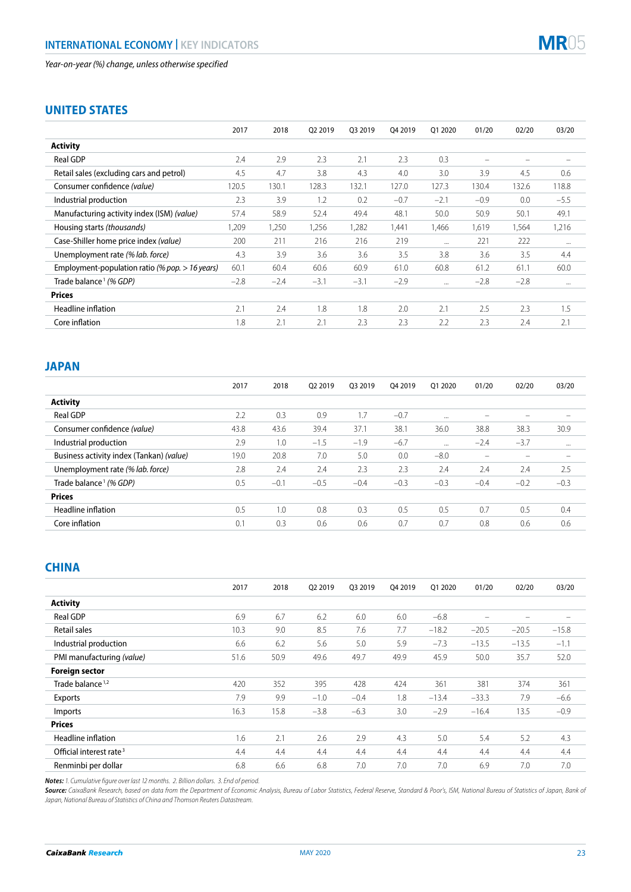## INTERNATIONAL ECONOMY | KEY INDICATORS

*Year-on-year (%) change, unless otherwise specified*

### UNITED STATES

| | 2017 | 2018 | Q2 2019 | Q3 2019 | Q4 2019 | Q1 2020 | 01/20 | 02/20 | 03/20 |
|---|---|---|---|---|---|---|---|---|---|
| **Activity** | | | | | | | | | |
| Real GDP | 2.4 | 2.9 | 2.3 | 2.1 | 2.3 | 0.3 | – | – | – |
| Retail sales (excluding cars and petrol) | 4.5 | 4.7 | 3.8 | 4.3 | 4.0 | 3.0 | 3.9 | 4.5 | 0.6 |
| Consumer confidence *(value)* | 120.5 | 130.1 | 128.3 | 132.1 | 127.0 | 127.3 | 130.4 | 132.6 | 118.8 |
| Industrial production | 2.3 | 3.9 | 1.2 | 0.2 | –0.7 | –2.1 | –0.9 | 0.0 | –5.5 |
| Manufacturing activity index (ISM) *(value)* | 57.4 | 58.9 | 52.4 | 49.4 | 48.1 | 50.0 | 50.9 | 50.1 | 49.1 |
| Housing starts *(thousands)* | 1,209 | 1,250 | 1,256 | 1,282 | 1,441 | 1,466 | 1,619 | 1,564 | 1,216 |
| Case-Shiller home price index *(value)* | 200 | 211 | 216 | 216 | 219 | ... | 221 | 222 | ... |
| Unemployment rate *(% lab. force)* | 4.3 | 3.9 | 3.6 | 3.6 | 3.5 | 3.8 | 3.6 | 3.5 | 4.4 |
| Employment-population ratio *(% pop. > 16 years)* | 60.1 | 60.4 | 60.6 | 60.9 | 61.0 | 60.8 | 61.2 | 61.1 | 60.0 |
| Trade balance[1] *(% GDP)* | –2.8 | –2.4 | –3.1 | –3.1 | –2.9 | ... | –2.8 | –2.8 | ... |
| **Prices** | | | | | | | | | |
| Headline inflation | 2.1 | 2.4 | 1.8 | 1.8 | 2.0 | 2.1 | 2.5 | 2.3 | 1.5 |
| Core inflation | 1.8 | 2.1 | 2.1 | 2.3 | 2.3 | 2.2 | 2.3 | 2.4 | 2.1 |

### JAPAN

| | 2017 | 2018 | Q2 2019 | Q3 2019 | Q4 2019 | Q1 2020 | 01/20 | 02/20 | 03/20 |
|---|---|---|---|---|---|---|---|---|---|
| **Activity** | | | | | | | | | |
| Real GDP | 2.2 | 0.3 | 0.9 | 1.7 | –0.7 | ... | – | – | – |
| Consumer confidence *(value)* | 43.8 | 43.6 | 39.4 | 37.1 | 38.1 | 36.0 | 38.8 | 38.3 | 30.9 |
| Industrial production | 2.9 | 1.0 | –1.5 | –1.9 | –6.7 | ... | –2.4 | –3.7 | ... |
| Business activity index (Tankan) *(value)* | 19.0 | 20.8 | 7.0 | 5.0 | 0.0 | –8.0 | – | – | – |
| Unemployment rate *(% lab. force)* | 2.8 | 2.4 | 2.4 | 2.3 | 2.3 | 2.4 | 2.4 | 2.4 | 2.5 |
| Trade balance[1] *(% GDP)* | 0.5 | –0.1 | –0.5 | –0.4 | –0.3 | –0.3 | –0.4 | –0.2 | –0.3 |
| **Prices** | | | | | | | | | |
| Headline inflation | 0.5 | 1.0 | 0.8 | 0.3 | 0.5 | 0.5 | 0.7 | 0.5 | 0.4 |
| Core inflation | 0.1 | 0.3 | 0.6 | 0.6 | 0.7 | 0.7 | 0.8 | 0.6 | 0.6 |

### CHINA

| | 2017 | 2018 | Q2 2019 | Q3 2019 | Q4 2019 | Q1 2020 | 01/20 | 02/20 | 03/20 |
|---|---|---|---|---|---|---|---|---|---|
| **Activity** | | | | | | | | | |
| Real GDP | 6.9 | 6.7 | 6.2 | 6.0 | 6.0 | –6.8 | – | – | – |
| Retail sales | 10.3 | 9.0 | 8.5 | 7.6 | 7.7 | –18.2 | –20.5 | –20.5 | –15.8 |
| Industrial production | 6.6 | 6.2 | 5.6 | 5.0 | 5.9 | –7.3 | –13.5 | –13.5 | –1.1 |
| PMI manufacturing *(value)* | 51.6 | 50.9 | 49.6 | 49.7 | 49.9 | 45.9 | 50.0 | 35.7 | 52.0 |
| **Foreign sector** | | | | | | | | | |
| Trade balance[1,2] | 420 | 352 | 395 | 428 | 424 | 361 | 381 | 374 | 361 |
| Exports | 7.9 | 9.9 | –1.0 | –0.4 | 1.8 | –13.4 | –33.3 | 7.9 | –6.6 |
| Imports | 16.3 | 15.8 | –3.8 | –6.3 | 3.0 | –2.9 | –16.4 | 13.5 | –0.9 |
| **Prices** | | | | | | | | | |
| Headline inflation | 1.6 | 2.1 | 2.6 | 2.9 | 4.3 | 5.0 | 5.4 | 5.2 | 4.3 |
| Official interest rate[3] | 4.4 | 4.4 | 4.4 | 4.4 | 4.4 | 4.4 | 4.4 | 4.4 | 4.4 |
| Renminbi per dollar | 6.8 | 6.6 | 6.8 | 7.0 | 7.0 | 7.0 | 6.9 | 7.0 | 7.0 |

***Notes:*** *1. Cumulative figure over last 12 months. 2. Billion dollars. 3. End of period.*
***Source:*** *CaixaBank Research, based on data from the Department of Economic Analysis, Bureau of Labor Statistics, Federal Reserve, Standard & Poor's, ISM, National Bureau of Statistics of Japan, Bank of Japan, National Bureau of Statistics of China and Thomson Reuters Datastream.*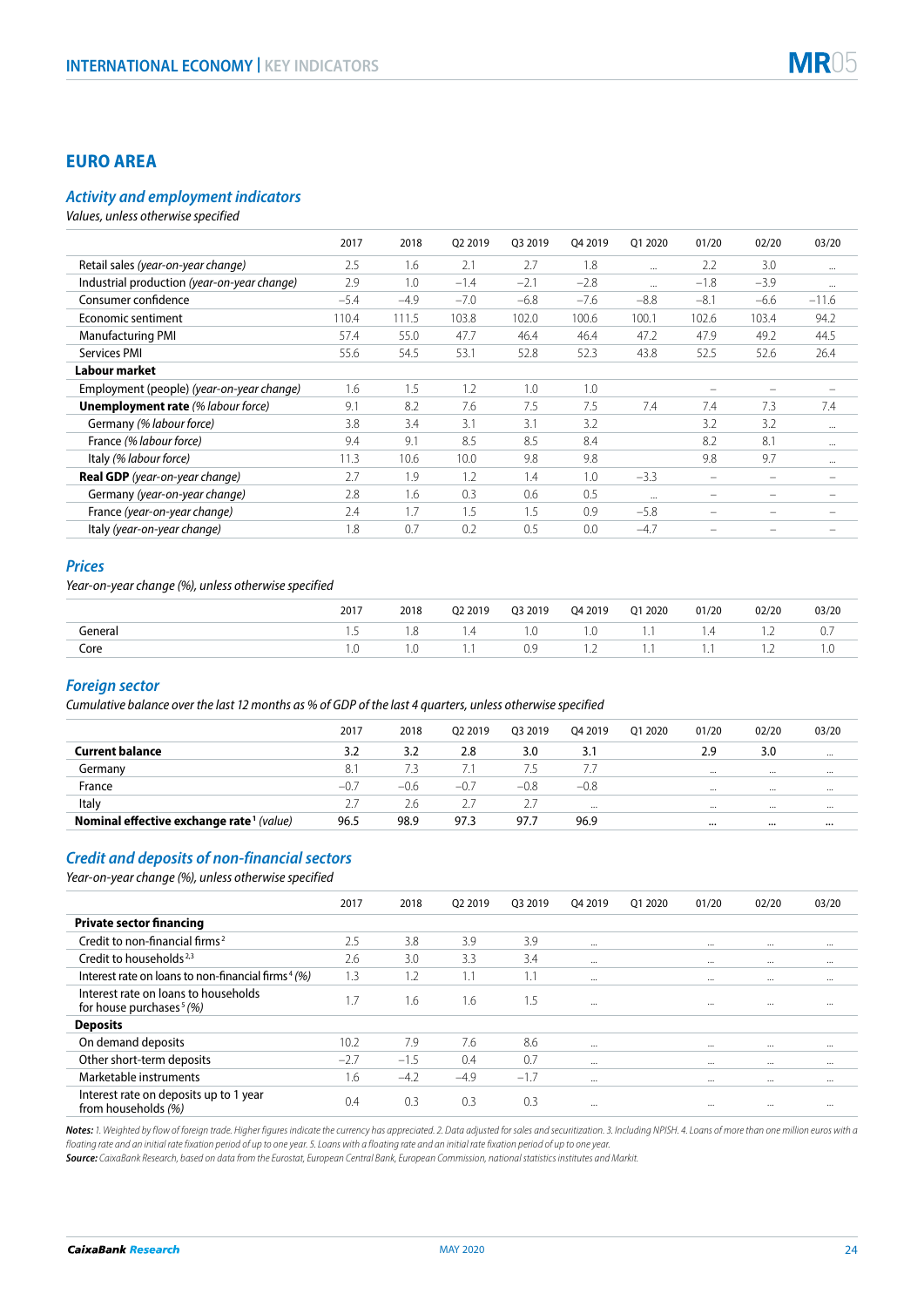## EURO AREA

### *Activity and employment indicators*

*Values, unless otherwise specified*

| | 2017 | 2018 | Q2 2019 | Q3 2019 | Q4 2019 | Q1 2020 | 01/20 | 02/20 | 03/20 |
|---|---|---|---|---|---|---|---|---|---|
| Retail sales *(year-on-year change)* | 2.5 | 1.6 | 2.1 | 2.7 | 1.8 | ... | 2.2 | 3.0 | ... |
| Industrial production *(year-on-year change)* | 2.9 | 1.0 | –1.4 | –2.1 | –2.8 | ... | –1.8 | –3.9 | ... |
| Consumer confidence | –5.4 | –4.9 | –7.0 | –6.8 | –7.6 | –8.8 | –8.1 | –6.6 | –11.6 |
| Economic sentiment | 110.4 | 111.5 | 103.8 | 102.0 | 100.6 | 100.1 | 102.6 | 103.4 | 94.2 |
| Manufacturing PMI | 57.4 | 55.0 | 47.7 | 46.4 | 46.4 | 47.2 | 47.9 | 49.2 | 44.5 |
| Services PMI | 55.6 | 54.5 | 53.1 | 52.8 | 52.3 | 43.8 | 52.5 | 52.6 | 26.4 |
| **Labour market** | | | | | | | | | |
| Employment (people) *(year-on-year change)* | 1.6 | 1.5 | 1.2 | 1.0 | 1.0 | | – | – | – |
| **Unemployment rate** *(% labour force)* | 9.1 | 8.2 | 7.6 | 7.5 | 7.5 | 7.4 | 7.4 | 7.3 | 7.4 |
| Germany *(% labour force)* | 3.8 | 3.4 | 3.1 | 3.1 | 3.2 | | 3.2 | 3.2 | ... |
| France *(% labour force)* | 9.4 | 9.1 | 8.5 | 8.5 | 8.4 | | 8.2 | 8.1 | ... |
| Italy *(% labour force)* | 11.3 | 10.6 | 10.0 | 9.8 | 9.8 | | 9.8 | 9.7 | ... |
| **Real GDP** *(year-on-year change)* | 2.7 | 1.9 | 1.2 | 1.4 | 1.0 | –3.3 | – | – | – |
| Germany *(year-on-year change)* | 2.8 | 1.6 | 0.3 | 0.6 | 0.5 | ... | – | – | – |
| France *(year-on-year change)* | 2.4 | 1.7 | 1.5 | 1.5 | 0.9 | –5.8 | – | – | – |
| Italy *(year-on-year change)* | 1.8 | 0.7 | 0.2 | 0.5 | 0.0 | –4.7 | – | – | – |

### *Prices*

*Year-on-year change (%), unless otherwise specified*

| | 2017 | 2018 | Q2 2019 | Q3 2019 | Q4 2019 | Q1 2020 | 01/20 | 02/20 | 03/20 |
|---|---|---|---|---|---|---|---|---|---|
| General | 1.5 | 1.8 | 1.4 | 1.0 | 1.0 | 1.1 | 1.4 | 1.2 | 0.7 |
| Core | 1.0 | 1.0 | 1.1 | 0.9 | 1.2 | 1.1 | 1.1 | 1.2 | 1.0 |

### *Foreign sector*

*Cumulative balance over the last 12 months as % of GDP of the last 4 quarters, unless otherwise specified*

| | 2017 | 2018 | Q2 2019 | Q3 2019 | Q4 2019 | Q1 2020 | 01/20 | 02/20 | 03/20 |
|---|---|---|---|---|---|---|---|---|---|
| **Current balance** | **3.2** | **3.2** | **2.8** | **3.0** | **3.1** | | **2.9** | **3.0** | ... |
| Germany | 8.1 | 7.3 | 7.1 | 7.5 | 7.7 | | ... | ... | ... |
| France | –0.7 | –0.6 | –0.7 | –0.8 | –0.8 | | ... | ... | ... |
| Italy | 2.7 | 2.6 | 2.7 | 2.7 | ... | | ... | ... | ... |
| **Nominal effective exchange rate**[1] *(value)* | **96.5** | **98.9** | **97.3** | **97.7** | **96.9** | | ... | ... | ... |

### *Credit and deposits of non-financial sectors*

*Year-on-year change (%), unless otherwise specified*

| | 2017 | 2018 | Q2 2019 | Q3 2019 | Q4 2019 | Q1 2020 | 01/20 | 02/20 | 03/20 |
|---|---|---|---|---|---|---|---|---|---|
| **Private sector financing** | | | | | | | | | |
| Credit to non-financial firms[2] | 2.5 | 3.8 | 3.9 | 3.9 | ... | | ... | ... | ... |
| Credit to households[2,3] | 2.6 | 3.0 | 3.3 | 3.4 | ... | | ... | ... | ... |
| Interest rate on loans to non-financial firms[4] *(%)* | 1.3 | 1.2 | 1.1 | 1.1 | ... | | ... | ... | ... |
| Interest rate on loans to households for house purchases[5] *(%)* | 1.7 | 1.6 | 1.6 | 1.5 | ... | | ... | ... | ... |
| **Deposits** | | | | | | | | | |
| On demand deposits | 10.2 | 7.9 | 7.6 | 8.6 | ... | | ... | ... | ... |
| Other short-term deposits | –2.7 | –1.5 | 0.4 | 0.7 | ... | | ... | ... | ... |
| Marketable instruments | 1.6 | –4.2 | –4.9 | –1.7 | ... | | ... | ... | ... |
| Interest rate on deposits up to 1 year from households *(%)* | 0.4 | 0.3 | 0.3 | 0.3 | ... | | ... | ... | ... |

***Notes:*** *1. Weighted by flow of foreign trade. Higher figures indicate the currency has appreciated. 2. Data adjusted for sales and securitization. 3. Including NPISH. 4. Loans of more than one million euros with a floating rate and an initial rate fixation period of up to one year. 5. Loans with a floating rate and an initial rate fixation period of up to one year.*

***Source:*** *CaixaBank Research, based on data from the Eurostat, European Central Bank, European Commission, national statistics institutes and Markit.*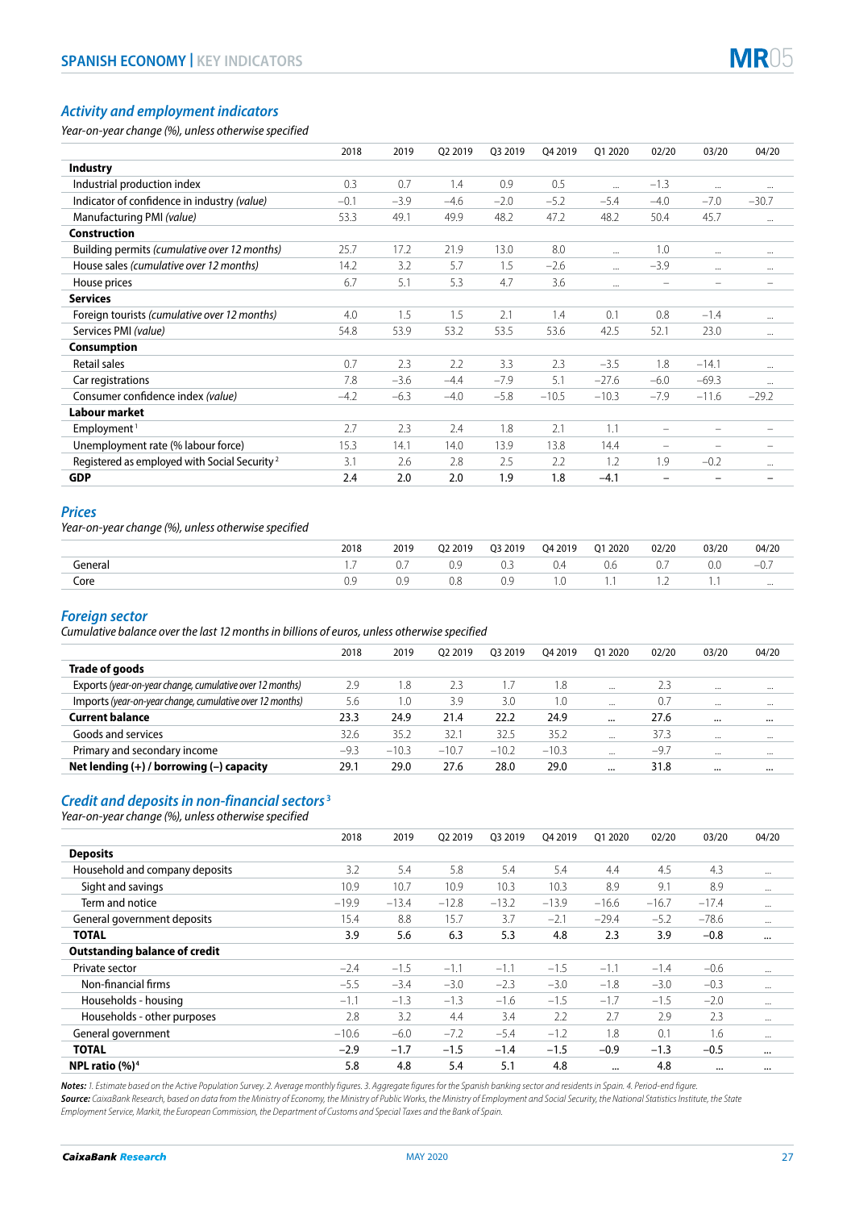# SPANISH ECONOMY | KEY INDICATORS

## Activity and employment indicators

*Year-on-year change (%), unless otherwise specified*

| | 2018 | 2019 | Q2 2019 | Q3 2019 | Q4 2019 | Q1 2020 | 02/20 | 03/20 | 04/20 |
|---|---|---|---|---|---|---|---|---|---|
| **Industry** | | | | | | | | | |
| Industrial production index | 0.3 | 0.7 | 1.4 | 0.9 | 0.5 | ... | –1.3 | ... | ... |
| Indicator of confidence in industry *(value)* | –0.1 | –3.9 | –4.6 | –2.0 | –5.2 | –5.4 | –4.0 | –7.0 | –30.7 |
| Manufacturing PMI *(value)* | 53.3 | 49.1 | 49.9 | 48.2 | 47.2 | 48.2 | 50.4 | 45.7 | ... |
| **Construction** | | | | | | | | | |
| Building permits *(cumulative over 12 months)* | 25.7 | 17.2 | 21.9 | 13.0 | 8.0 | ... | 1.0 | ... | ... |
| House sales *(cumulative over 12 months)* | 14.2 | 3.2 | 5.7 | 1.5 | –2.6 | ... | –3.9 | ... | ... |
| House prices | 6.7 | 5.1 | 5.3 | 4.7 | 3.6 | ... | – | – | – |
| **Services** | | | | | | | | | |
| Foreign tourists *(cumulative over 12 months)* | 4.0 | 1.5 | 1.5 | 2.1 | 1.4 | 0.1 | 0.8 | –1.4 | ... |
| Services PMI *(value)* | 54.8 | 53.9 | 53.2 | 53.5 | 53.6 | 42.5 | 52.1 | 23.0 | ... |
| **Consumption** | | | | | | | | | |
| Retail sales | 0.7 | 2.3 | 2.2 | 3.3 | 2.3 | –3.5 | 1.8 | –14.1 | ... |
| Car registrations | 7.8 | –3.6 | –4.4 | –7.9 | 5.1 | –27.6 | –6.0 | –69.3 | ... |
| Consumer confidence index *(value)* | –4.2 | –6.3 | –4.0 | –5.8 | –10.5 | –10.3 | –7.9 | –11.6 | –29.2 |
| **Labour market** | | | | | | | | | |
| Employment [1] | 2.7 | 2.3 | 2.4 | 1.8 | 2.1 | 1.1 | – | – | – |
| Unemployment rate (% labour force) | 15.3 | 14.1 | 14.0 | 13.9 | 13.8 | 14.4 | – | – | – |
| Registered as employed with Social Security [2] | 3.1 | 2.6 | 2.8 | 2.5 | 2.2 | 1.2 | 1.9 | –0.2 | ... |
| **GDP** | **2.4** | **2.0** | **2.0** | **1.9** | **1.8** | **–4.1** | **–** | **–** | **–** |

## Prices

*Year-on-year change (%), unless otherwise specified*

| | 2018 | 2019 | Q2 2019 | Q3 2019 | Q4 2019 | Q1 2020 | 02/20 | 03/20 | 04/20 |
|---|---|---|---|---|---|---|---|---|---|
| General | 1.7 | 0.7 | 0.9 | 0.3 | 0.4 | 0.6 | 0.7 | 0.0 | –0.7 |
| Core | 0.9 | 0.9 | 0.8 | 0.9 | 1.0 | 1.1 | 1.2 | 1.1 | ... |

## Foreign sector

*Cumulative balance over the last 12 months in billions of euros, unless otherwise specified*

| | 2018 | 2019 | Q2 2019 | Q3 2019 | Q4 2019 | Q1 2020 | 02/20 | 03/20 | 04/20 |
|---|---|---|---|---|---|---|---|---|---|
| **Trade of goods** | | | | | | | | | |
| Exports *(year-on-year change, cumulative over 12 months)* | 2.9 | 1.8 | 2.3 | 1.7 | 1.8 | ... | 2.3 | ... | ... |
| Imports *(year-on-year change, cumulative over 12 months)* | 5.6 | 1.0 | 3.9 | 3.0 | 1.0 | ... | 0.7 | ... | ... |
| **Current balance** | **23.3** | **24.9** | **21.4** | **22.2** | **24.9** | **...** | **27.6** | **...** | **...** |
| Goods and services | 32.6 | 35.2 | 32.1 | 32.5 | 35.2 | ... | 37.3 | ... | ... |
| Primary and secondary income | –9.3 | –10.3 | –10.7 | –10.2 | –10.3 | ... | –9.7 | ... | ... |
| **Net lending (+) / borrowing (–) capacity** | **29.1** | **29.0** | **27.6** | **28.0** | **29.0** | **...** | **31.8** | **...** | **...** |

## Credit and deposits in non-financial sectors [3]

*Year-on-year change (%), unless otherwise specified*

| | 2018 | 2019 | Q2 2019 | Q3 2019 | Q4 2019 | Q1 2020 | 02/20 | 03/20 | 04/20 |
|---|---|---|---|---|---|---|---|---|---|
| **Deposits** | | | | | | | | | |
| Household and company deposits | 3.2 | 5.4 | 5.8 | 5.4 | 5.4 | 4.4 | 4.5 | 4.3 | ... |
| Sight and savings | 10.9 | 10.7 | 10.9 | 10.3 | 10.3 | 8.9 | 9.1 | 8.9 | ... |
| Term and notice | –19.9 | –13.4 | –12.8 | –13.2 | –13.9 | –16.6 | –16.7 | –17.4 | ... |
| General government deposits | 15.4 | 8.8 | 15.7 | 3.7 | –2.1 | –29.4 | –5.2 | –78.6 | ... |
| **TOTAL** | **3.9** | **5.6** | **6.3** | **5.3** | **4.8** | **2.3** | **3.9** | **–0.8** | **...** |
| **Outstanding balance of credit** | | | | | | | | | |
| Private sector | –2.4 | –1.5 | –1.1 | –1.1 | –1.5 | –1.1 | –1.4 | –0.6 | ... |
| Non-financial firms | –5.5 | –3.4 | –3.0 | –2.3 | –3.0 | –1.8 | –3.0 | –0.3 | ... |
| Households - housing | –1.1 | –1.3 | –1.3 | –1.6 | –1.5 | –1.7 | –1.5 | –2.0 | ... |
| Households - other purposes | 2.8 | 3.2 | 4.4 | 3.4 | 2.2 | 2.7 | 2.9 | 2.3 | ... |
| General government | –10.6 | –6.0 | –7.2 | –5.4 | –1.2 | 1.8 | 0.1 | 1.6 | ... |
| **TOTAL** | **–2.9** | **–1.7** | **–1.5** | **–1.4** | **–1.5** | **–0.9** | **–1.3** | **–0.5** | **...** |
| **NPL ratio (%)** [4] | **5.8** | **4.8** | **5.4** | **5.1** | **4.8** | **...** | **4.8** | **...** | **...** |

***Notes:*** *1. Estimate based on the Active Population Survey. 2. Average monthly figures. 3. Aggregate figures for the Spanish banking sector and residents in Spain. 4. Period-end figure.*
***Source:*** *CaixaBank Research, based on data from the Ministry of Economy, the Ministry of Public Works, the Ministry of Employment and Social Security, the National Statistics Institute, the State Employment Service, Markit, the European Commission, the Department of Customs and Special Taxes and the Bank of Spain.*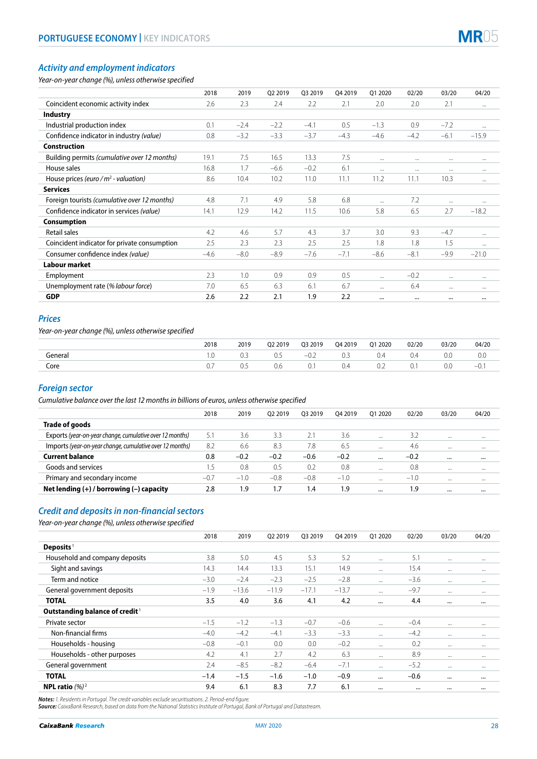## Activity and employment indicators

*Year-on-year change (%), unless otherwise specified*

| | 2018 | 2019 | Q2 2019 | Q3 2019 | Q4 2019 | Q1 2020 | 02/20 | 03/20 | 04/20 |
|---|---|---|---|---|---|---|---|---|---|
| Coincident economic activity index | 2.6 | 2.3 | 2.4 | 2.2 | 2.1 | 2.0 | 2.0 | 2.1 | ... |
| **Industry** | | | | | | | | | |
| Industrial production index | 0.1 | –2.4 | –2.2 | –4.1 | 0.5 | –1.3 | 0.9 | –7.2 | ... |
| Confidence indicator in industry *(value)* | 0.8 | –3.2 | –3.3 | –3.7 | –4.3 | –4.6 | –4.2 | –6.1 | –15.9 |
| **Construction** | | | | | | | | | |
| Building permits *(cumulative over 12 months)* | 19.1 | 7.5 | 16.5 | 13.3 | 7.5 | ... | ... | ... | ... |
| House sales | 16.8 | 1.7 | –6.6 | –0.2 | 6.1 | ... | ... | ... | ... |
| House prices *(euro / m² - valuation)* | 8.6 | 10.4 | 10.2 | 11.0 | 11.1 | 11.2 | 11.1 | 10.3 | ... |
| **Services** | | | | | | | | | |
| Foreign tourists *(cumulative over 12 months)* | 4.8 | 7.1 | 4.9 | 5.8 | 6.8 | ... | 7.2 | ... | ... |
| Confidence indicator in services *(value)* | 14.1 | 12.9 | 14.2 | 11.5 | 10.6 | 5.8 | 6.5 | 2.7 | –18.2 |
| **Consumption** | | | | | | | | | |
| Retail sales | 4.2 | 4.6 | 5.7 | 4.3 | 3.7 | 3.0 | 9.3 | –4.7 | ... |
| Coincident indicator for private consumption | 2.5 | 2.3 | 2.3 | 2.5 | 2.5 | 1.8 | 1.8 | 1.5 | ... |
| Consumer confidence index *(value)* | –4.6 | –8.0 | –8.9 | –7.6 | –7.1 | –8.6 | –8.1 | –9.9 | –21.0 |
| **Labour market** | | | | | | | | | |
| Employment | 2.3 | 1.0 | 0.9 | 0.9 | 0.5 | ... | –0.2 | ... | ... |
| Unemployment rate (% *labour force*) | 7.0 | 6.5 | 6.3 | 6.1 | 6.7 | ... | 6.4 | ... | ... |
| **GDP** | **2.6** | **2.2** | **2.1** | **1.9** | **2.2** | **...** | **...** | **...** | **...** |

## Prices

*Year-on-year change (%), unless otherwise specified*

| | 2018 | 2019 | Q2 2019 | Q3 2019 | Q4 2019 | Q1 2020 | 02/20 | 03/20 | 04/20 |
|---|---|---|---|---|---|---|---|---|---|
| General | 1.0 | 0.3 | 0.5 | –0.2 | 0.3 | 0.4 | 0.4 | 0.0 | 0.0 |
| Core | 0.7 | 0.5 | 0.6 | 0.1 | 0.4 | 0.2 | 0.1 | 0.0 | –0.1 |

## Foreign sector

*Cumulative balance over the last 12 months in billions of euros, unless otherwise specified*

| | 2018 | 2019 | Q2 2019 | Q3 2019 | Q4 2019 | Q1 2020 | 02/20 | 03/20 | 04/20 |
|---|---|---|---|---|---|---|---|---|---|
| **Trade of goods** | | | | | | | | | |
| Exports *(year-on-year change, cumulative over 12 months)* | 5.1 | 3.6 | 3.3 | 2.1 | 3.6 | ... | 3.2 | ... | ... |
| Imports *(year-on-year change, cumulative over 12 months)* | 8.2 | 6.6 | 8.3 | 7.8 | 6.5 | ... | 4.6 | ... | ... |
| **Current balance** | **0.8** | **–0.2** | **–0.2** | **–0.6** | **–0.2** | **...** | **–0.2** | **...** | **...** |
| Goods and services | 1.5 | 0.8 | 0.5 | 0.2 | 0.8 | ... | 0.8 | ... | ... |
| Primary and secondary income | –0.7 | –1.0 | –0.8 | –0.8 | –1.0 | ... | –1.0 | ... | ... |
| **Net lending (+) / borrowing (–) capacity** | **2.8** | **1.9** | **1.7** | **1.4** | **1.9** | **...** | **1.9** | **...** | **...** |

## Credit and deposits in non-financial sectors

*Year-on-year change (%), unless otherwise specified*

| | 2018 | 2019 | Q2 2019 | Q3 2019 | Q4 2019 | Q1 2020 | 02/20 | 03/20 | 04/20 |
|---|---|---|---|---|---|---|---|---|---|
| **Deposits** [1] | | | | | | | | | |
| Household and company deposits | 3.8 | 5.0 | 4.5 | 5.3 | 5.2 | ... | 5.1 | ... | ... |
| Sight and savings | 14.3 | 14.4 | 13.3 | 15.1 | 14.9 | ... | 15.4 | ... | ... |
| Term and notice | –3.0 | –2.4 | –2.3 | –2.5 | –2.8 | ... | –3.6 | ... | ... |
| General government deposits | –1.9 | –13.6 | –11.9 | –17.1 | –13.7 | ... | –9.7 | ... | ... |
| **TOTAL** | **3.5** | **4.0** | **3.6** | **4.1** | **4.2** | **...** | **4.4** | **...** | **...** |
| **Outstanding balance of credit** [1] | | | | | | | | | |
| Private sector | –1.5 | –1.2 | –1.3 | –0.7 | –0.6 | ... | –0.4 | ... | ... |
| Non-financial firms | –4.0 | –4.2 | –4.1 | –3.3 | –3.3 | ... | –4.2 | ... | ... |
| Households - housing | –0.8 | –0.1 | 0.0 | 0.0 | –0.2 | ... | 0.2 | ... | ... |
| Households - other purposes | 4.2 | 4.1 | 2.7 | 4.2 | 6.3 | ... | 8.9 | ... | ... |
| General government | 2.4 | –8.5 | –8.2 | –6.4 | –7.1 | ... | –5.2 | ... | ... |
| **TOTAL** | **–1.4** | **–1.5** | **–1.6** | **–1.0** | **–0.9** | **...** | **–0.6** | **...** | **...** |
| **NPL ratio** *(%)* [2] | **9.4** | **6.1** | **8.3** | **7.7** | **6.1** | **...** | **...** | **...** | **...** |

***Notes:*** *1. Residents in Portugal. The credit variables exclude securitisations. 2. Period-end figure.*
***Source:*** *CaixaBank Research, based on data from the National Statistics Institute of Portugal, Bank of Portugal and Datastream.*